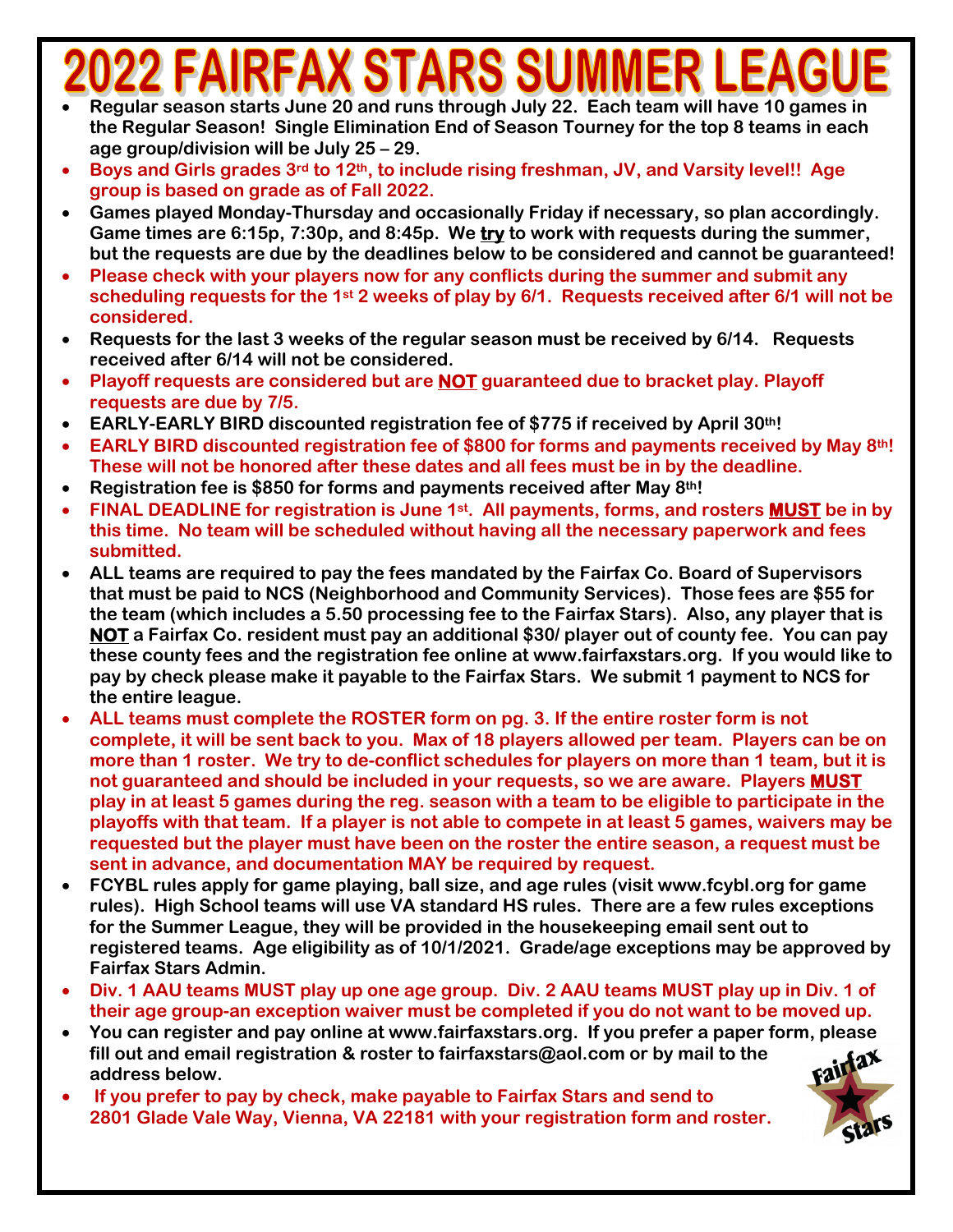# 2022 FAIRFAX STARS SUMMER LEAGUE

- **Regular season starts June 20 and runs through July 22. Each team will have 10 games in the Regular Season! Single Elimination End of Season Tourney for the top 8 teams in each age group/division will be July 25 – 29.**
- **Boys and Girls grades 3rd to 12th, to include rising freshman, JV, and Varsity level!! Age group is based on grade as of Fall 2022.**
- **Games played Monday-Thursday and occasionally Friday if necessary, so plan accordingly. Game times are 6:15p, 7:30p, and 8:45p. We try to work with requests during the summer, but the requests are due by the deadlines below to be considered and cannot be guaranteed!**
- **Please check with your players now for any conflicts during the summer and submit any scheduling requests for the 1st 2 weeks of play by 6/1. Requests received after 6/1 will not be considered.**
- **Requests for the last 3 weeks of the regular season must be received by 6/14. Requests received after 6/14 will not be considered.**
- **Playoff requests are considered but are NOT guaranteed due to bracket play. Playoff requests are due by 7/5.**
- **EARLY-EARLY BIRD discounted registration fee of $775 if received by April 30th!**
- **EARLY BIRD discounted registration fee of $800 for forms and payments received by May 8th! These will not be honored after these dates and all fees must be in by the deadline.**
- **Registration fee is $850 for forms and payments received after May 8th!**
- **FINAL DEADLINE for registration is June 1st. All payments, forms, and rosters MUST be in by this time. No team will be scheduled without having all the necessary paperwork and fees submitted.**
- **ALL teams are required to pay the fees mandated by the Fairfax Co. Board of Supervisors that must be paid to NCS (Neighborhood and Community Services). Those fees are $55 for the team (which includes a 5.50 processing fee to the Fairfax Stars). Also, any player that is NOT a Fairfax Co. resident must pay an additional $30/ player out of county fee. You can pay these county fees and the registration fee online at www.fairfaxstars.org. If you would like to pay by check please make it payable to the Fairfax Stars. We submit 1 payment to NCS for the entire league.**
- **ALL teams must complete the ROSTER form on pg. 3. If the entire roster form is not complete, it will be sent back to you. Max of 18 players allowed per team. Players can be on more than 1 roster. We try to de-conflict schedules for players on more than 1 team, but it is not guaranteed and should be included in your requests, so we are aware. Players MUST play in at least 5 games during the reg. season with a team to be eligible to participate in the playoffs with that team. If a player is not able to compete in at least 5 games, waivers may be requested but the player must have been on the roster the entire season, a request must be sent in advance, and documentation MAY be required by request.**
- **FCYBL rules apply for game playing, ball size, and age rules (visit www.fcybl.org for game rules). High School teams will use VA standard HS rules. There are a few rules exceptions for the Summer League, they will be provided in the housekeeping email sent out to registered teams. Age eligibility as of 10/1/2021. Grade/age exceptions may be approved by Fairfax Stars Admin.**
- **Div. 1 AAU teams MUST play up one age group. Div. 2 AAU teams MUST play up in Div. 1 of their age group-an exception waiver must be completed if you do not want to be moved up.**
- **You can register and pay online at www.fairfaxstars.org. If you prefer a paper form, please fill out and email registration & roster to fairfaxstars@aol.com or by mail to the address below.**
- **If you prefer to pay by check, make payable to Fairfax Stars and send to 2801 Glade Vale Way, Vienna, VA 22181 with your registration form and roster.**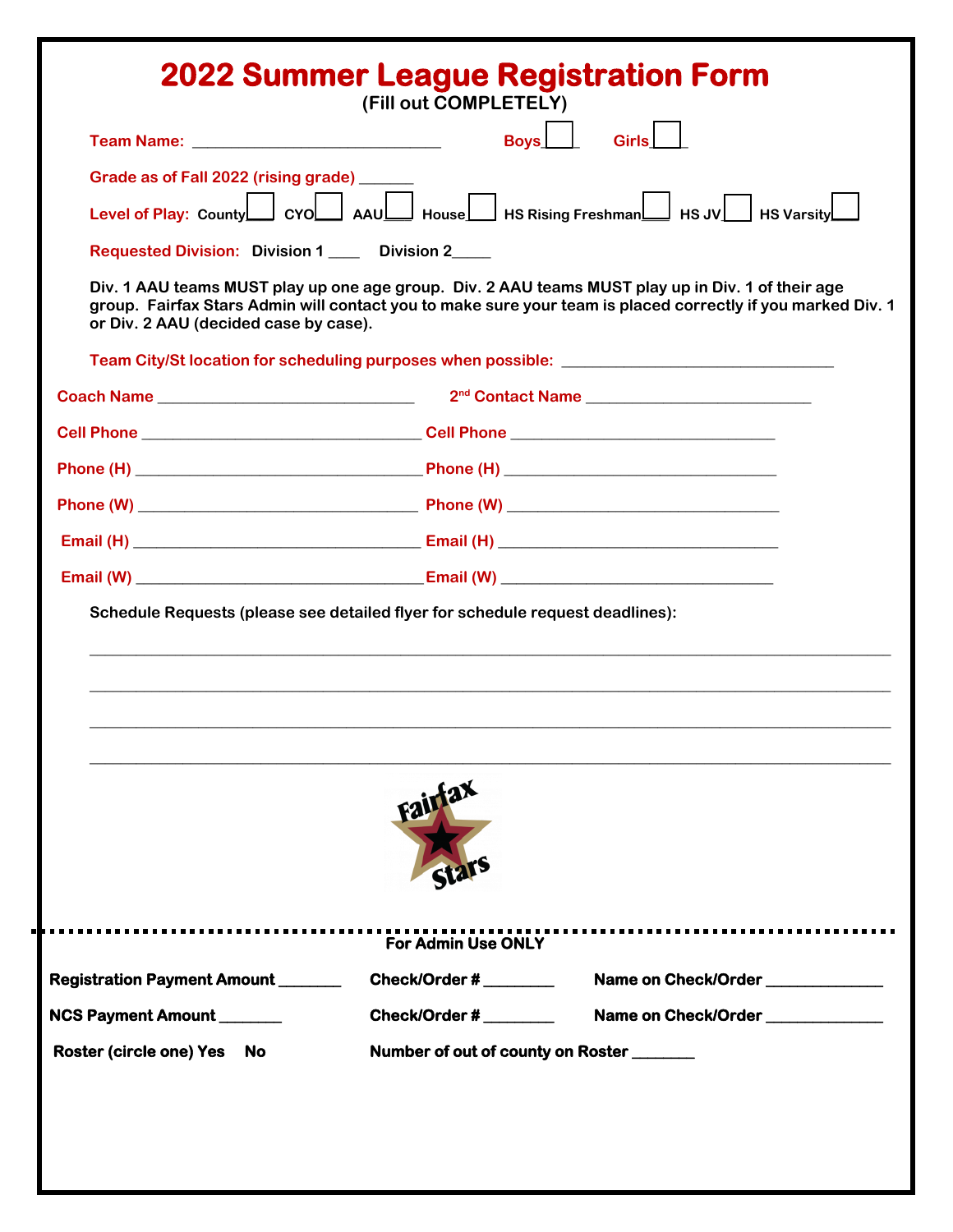# 2022 Summer League Registration Form

**(Fill out COMPLETELY)**

**Team Name:** ______________________________ **Boys** ☐ **Girls** ☐

**Grade as of Fall 2022 (rising grade)** _______

**Level of Play:** County ☐ CYO ☐ AAU ☐ House ☐ HS Rising Freshman ☐ HS JV ☐ HS Varsity ☐

**Requested Division:** Division 1 ____ Division 2_____

**Div. 1 AAU teams MUST play up one age group. Div. 2 AAU teams MUST play up in Div. 1 of their age group. Fairfax Stars Admin will contact you to make sure your team is placed correctly if you marked Div. 1 or Div. 2 AAU (decided case by case).**

**Team City/St location for scheduling purposes when possible:** _________________________________

**Coach Name** _______________________________ **2nd Contact Name** ___________________________

**Cell Phone** __________________________________ **Cell Phone** ________________________________

**Phone (H)** ___________________________________ **Phone (H)** ________________________________

**Phone (W)** __________________________________ **Phone (W)** ________________________________

**Email (H)** ___________________________________ **Email (H)** ________________________________

**Email (W)** ___________________________________ **Email (W)** ________________________________

**Schedule Requests (please see detailed flyer for schedule request deadlines):**

_____________________________________________________________________________________

_____________________________________________________________________________________

_____________________________________________________________________________________

_____________________________________________________________________________________

Fairfax Stars

---

**For Admin Use ONLY**

**Registration Payment Amount** _______ **Check/Order #** ________ **Name on Check/Order** ______________

**NCS Payment Amount** _______ **Check/Order #** ________ **Name on Check/Order** ______________

**Roster (circle one) Yes No** **Number of out of county on Roster** _______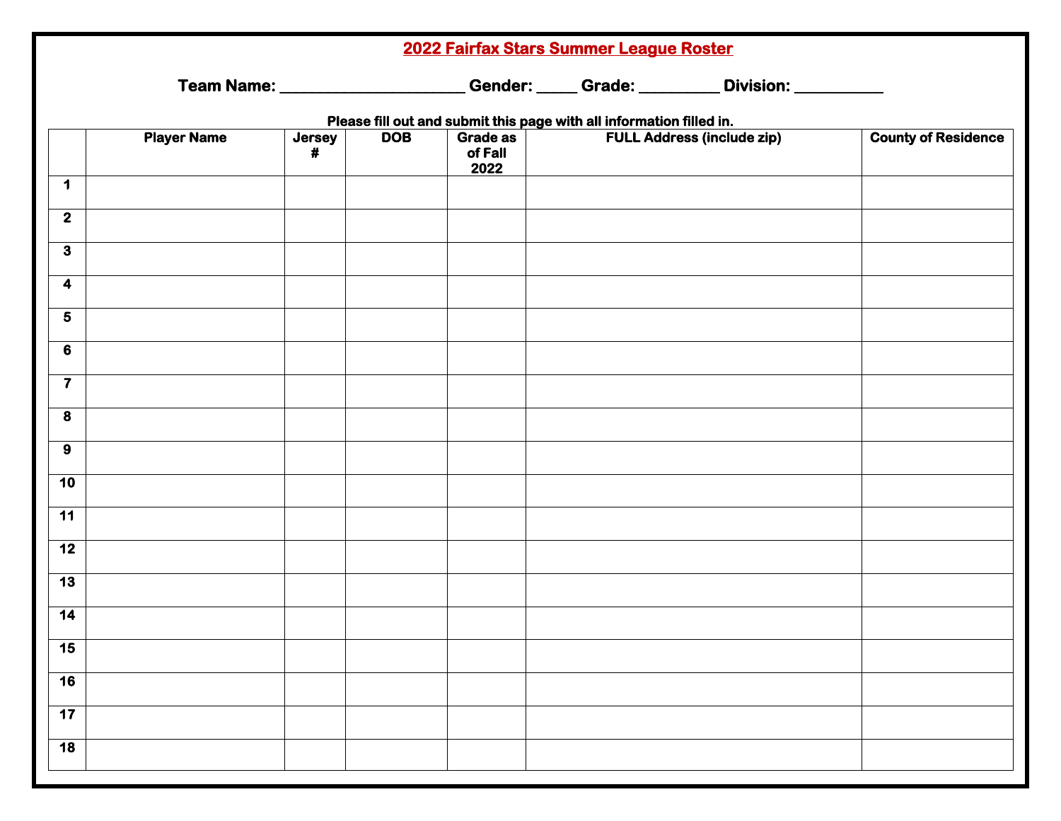# 2022 Fairfax Stars Summer League Roster

**Team Name: ______________________ Gender: _____ Grade: _________ Division: __________**

**Please fill out and submit this page with all information filled in.**

| | Player Name | Jersey # | DOB | Grade as of Fall 2022 | FULL Address (include zip) | County of Residence |
|---|---|---|---|---|---|---|
| 1 | | | | | | |
| 2 | | | | | | |
| 3 | | | | | | |
| 4 | | | | | | |
| 5 | | | | | | |
| 6 | | | | | | |
| 7 | | | | | | |
| 8 | | | | | | |
| 9 | | | | | | |
| 10 | | | | | | |
| 11 | | | | | | |
| 12 | | | | | | |
| 13 | | | | | | |
| 14 | | | | | | |
| 15 | | | | | | |
| 16 | | | | | | |
| 17 | | | | | | |
| 18 | | | | | | |